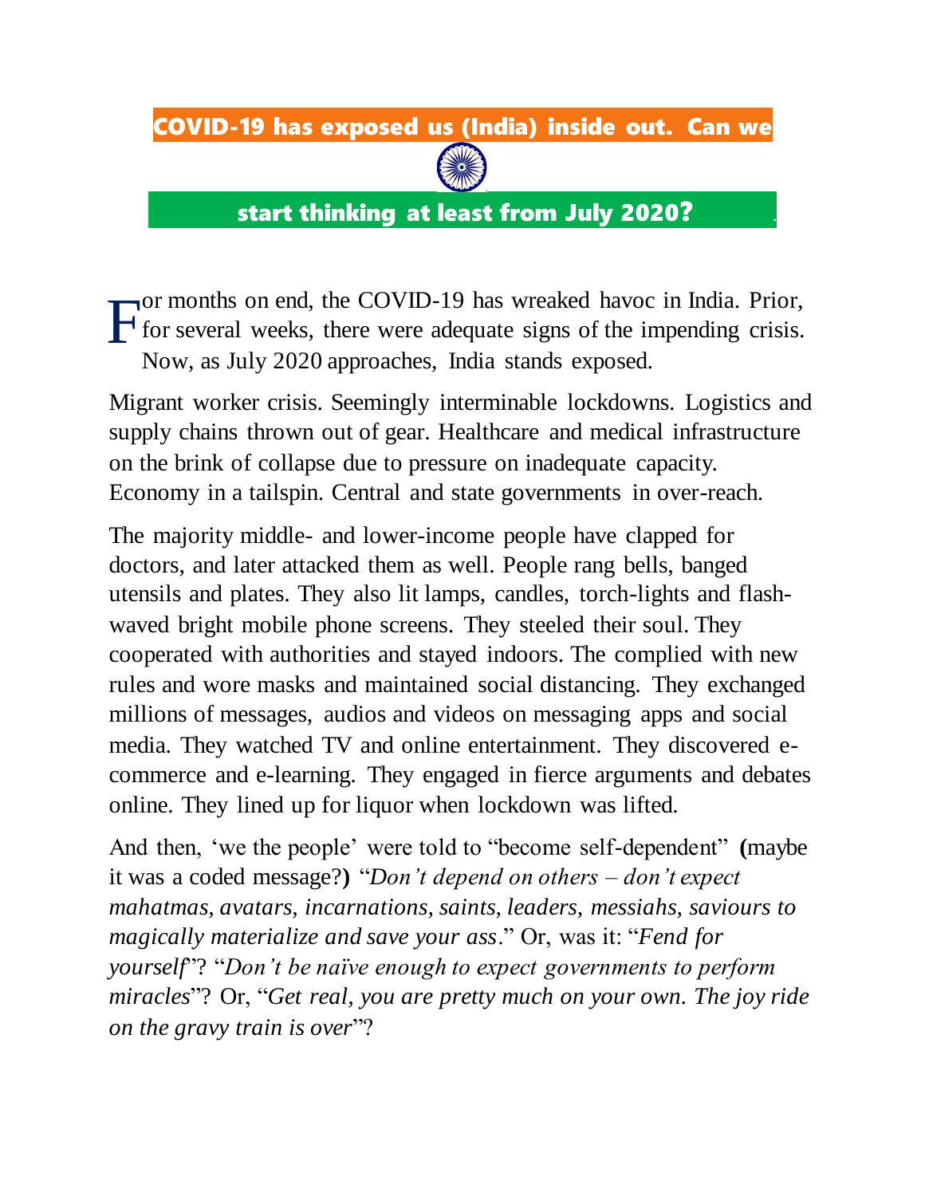# COVID-19 has exposed us (India) inside out. Can we start thinking at least from July 2020?

For months on end, the COVID-19 has wreaked havoc in India. Prior, for several weeks, there were adequate signs of the impending crisis. Now, as July 2020 approaches, India stands exposed.

Migrant worker crisis. Seemingly interminable lockdowns. Logistics and supply chains thrown out of gear. Healthcare and medical infrastructure on the brink of collapse due to pressure on inadequate capacity. Economy in a tailspin. Central and state governments in over-reach.

The majority middle- and lower-income people have clapped for doctors, and later attacked them as well. People rang bells, banged utensils and plates. They also lit lamps, candles, torch-lights and flash-waved bright mobile phone screens. They steeled their soul. They cooperated with authorities and stayed indoors. The complied with new rules and wore masks and maintained social distancing. They exchanged millions of messages, audios and videos on messaging apps and social media. They watched TV and online entertainment. They discovered e-commerce and e-learning. They engaged in fierce arguments and debates online. They lined up for liquor when lockdown was lifted.

And then, 'we the people' were told to "become self-dependent" **(**maybe it was a coded message?**)** "*Don't depend on others – don't expect mahatmas, avatars, incarnations, saints, leaders, messiahs, saviours to magically materialize and save your ass*." Or, was it: "*Fend for yourself*"? "*Don't be naïve enough to expect governments to perform miracles*"? Or, "*Get real, you are pretty much on your own. The joy ride on the gravy train is over*"?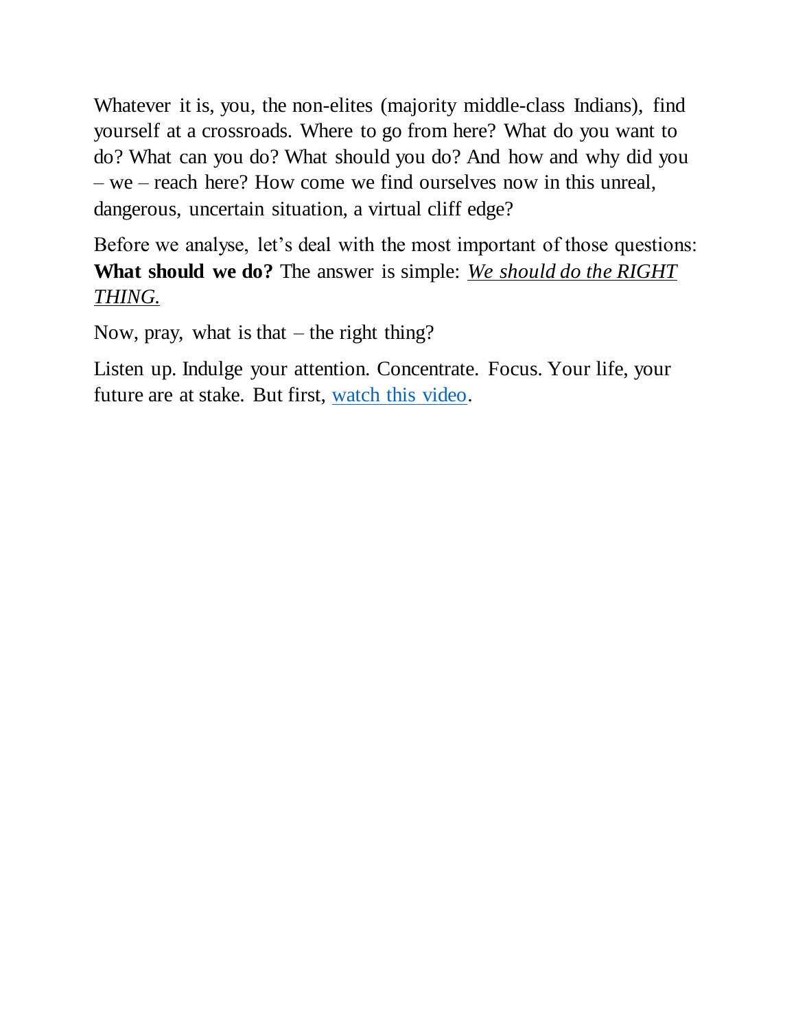Whatever it is, you, the non-elites (majority middle-class Indians), find yourself at a crossroads. Where to go from here? What do you want to do? What can you do? What should you do? And how and why did you – we – reach here? How come we find ourselves now in this unreal, dangerous, uncertain situation, a virtual cliff edge?

Before we analyse, let's deal with the most important of those questions: **What should we do?** The answer is simple: ***We should do the RIGHT THING.***

Now, pray, what is that – the right thing?

Listen up. Indulge your attention. Concentrate. Focus. Your life, your future are at stake. But first, watch this video.